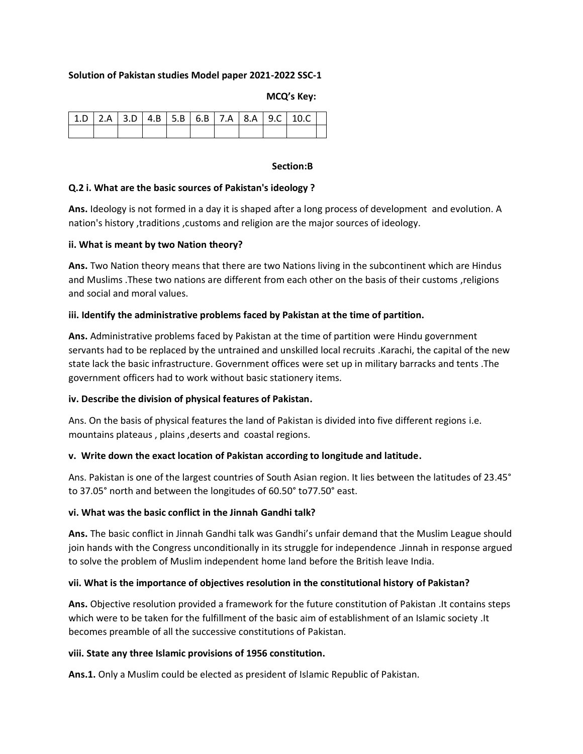**Solution of Pakistan studies Model paper 2021-2022 SSC-1**

**MCQ's Key:**

| 1.D | 2.A | 3.D | 4.B | 5.B | 6.B | 7.A | 8.A | 9.C | 10.C | |
|---|---|---|---|---|---|---|---|---|---|---|
| | | | | | | | | | | |

**Section:B**

**Q.2 i. What are the basic sources of Pakistan's ideology ?**

**Ans.** Ideology is not formed in a day it is shaped after a long process of development and evolution. A nation's history ,traditions ,customs and religion are the major sources of ideology.

**ii. What is meant by two Nation theory?**

**Ans.** Two Nation theory means that there are two Nations living in the subcontinent which are Hindus and Muslims .These two nations are different from each other on the basis of their customs ,religions and social and moral values.

**iii. Identify the administrative problems faced by Pakistan at the time of partition.**

**Ans.** Administrative problems faced by Pakistan at the time of partition were Hindu government servants had to be replaced by the untrained and unskilled local recruits .Karachi, the capital of the new state lack the basic infrastructure. Government offices were set up in military barracks and tents .The government officers had to work without basic stationery items.

**iv. Describe the division of physical features of Pakistan.**

Ans. On the basis of physical features the land of Pakistan is divided into five different regions i.e. mountains plateaus , plains ,deserts and coastal regions.

**v. Write down the exact location of Pakistan according to longitude and latitude.**

Ans. Pakistan is one of the largest countries of South Asian region. It lies between the latitudes of 23.45° to 37.05° north and between the longitudes of 60.50° to77.50° east.

**vi. What was the basic conflict in the Jinnah Gandhi talk?**

**Ans.** The basic conflict in Jinnah Gandhi talk was Gandhi's unfair demand that the Muslim League should join hands with the Congress unconditionally in its struggle for independence .Jinnah in response argued to solve the problem of Muslim independent home land before the British leave India.

**vii. What is the importance of objectives resolution in the constitutional history of Pakistan?**

**Ans.** Objective resolution provided a framework for the future constitution of Pakistan .It contains steps which were to be taken for the fulfillment of the basic aim of establishment of an Islamic society .It becomes preamble of all the successive constitutions of Pakistan.

**viii. State any three Islamic provisions of 1956 constitution.**

**Ans.1.** Only a Muslim could be elected as president of Islamic Republic of Pakistan.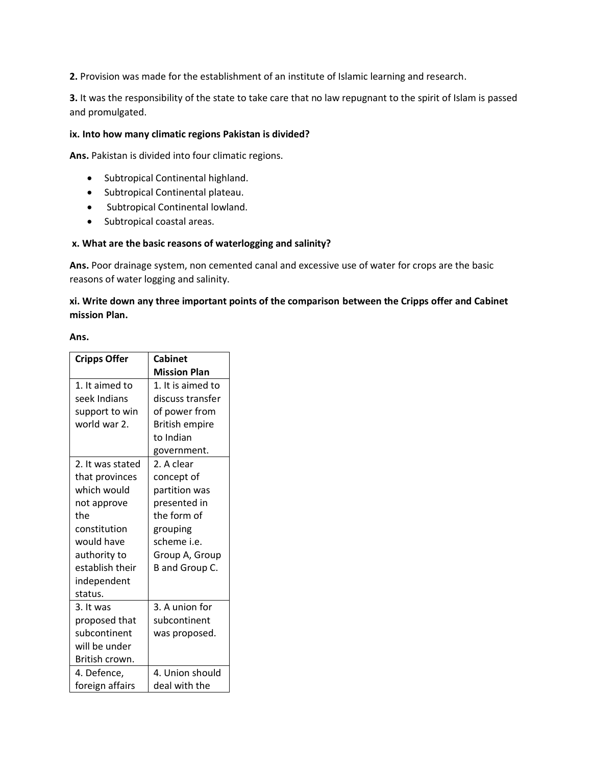**2.** Provision was made for the establishment of an institute of Islamic learning and research.

**3.** It was the responsibility of the state to take care that no law repugnant to the spirit of Islam is passed and promulgated.

**ix. Into how many climatic regions Pakistan is divided?**

**Ans.** Pakistan is divided into four climatic regions.

- Subtropical Continental highland.
- Subtropical Continental plateau.
- Subtropical Continental lowland.
- Subtropical coastal areas.

**x. What are the basic reasons of waterlogging and salinity?**

**Ans.** Poor drainage system, non cemented canal and excessive use of water for crops are the basic reasons of water logging and salinity.

**xi. Write down any three important points of the comparison between the Cripps offer and Cabinet mission Plan.**

**Ans.**

| Cripps Offer | Cabinet Mission Plan |
|---|---|
| 1. It aimed to seek Indians support to win world war 2. | 1. It is aimed to discuss transfer of power from British empire to Indian government. |
| 2. It was stated that provinces which would not approve the constitution would have authority to establish their independent status. | 2. A clear concept of partition was presented in the form of grouping scheme i.e. Group A, Group B and Group C. |
| 3. It was proposed that subcontinent will be under British crown. | 3. A union for subcontinent was proposed. |
| 4. Defence, foreign affairs | 4. Union should deal with the |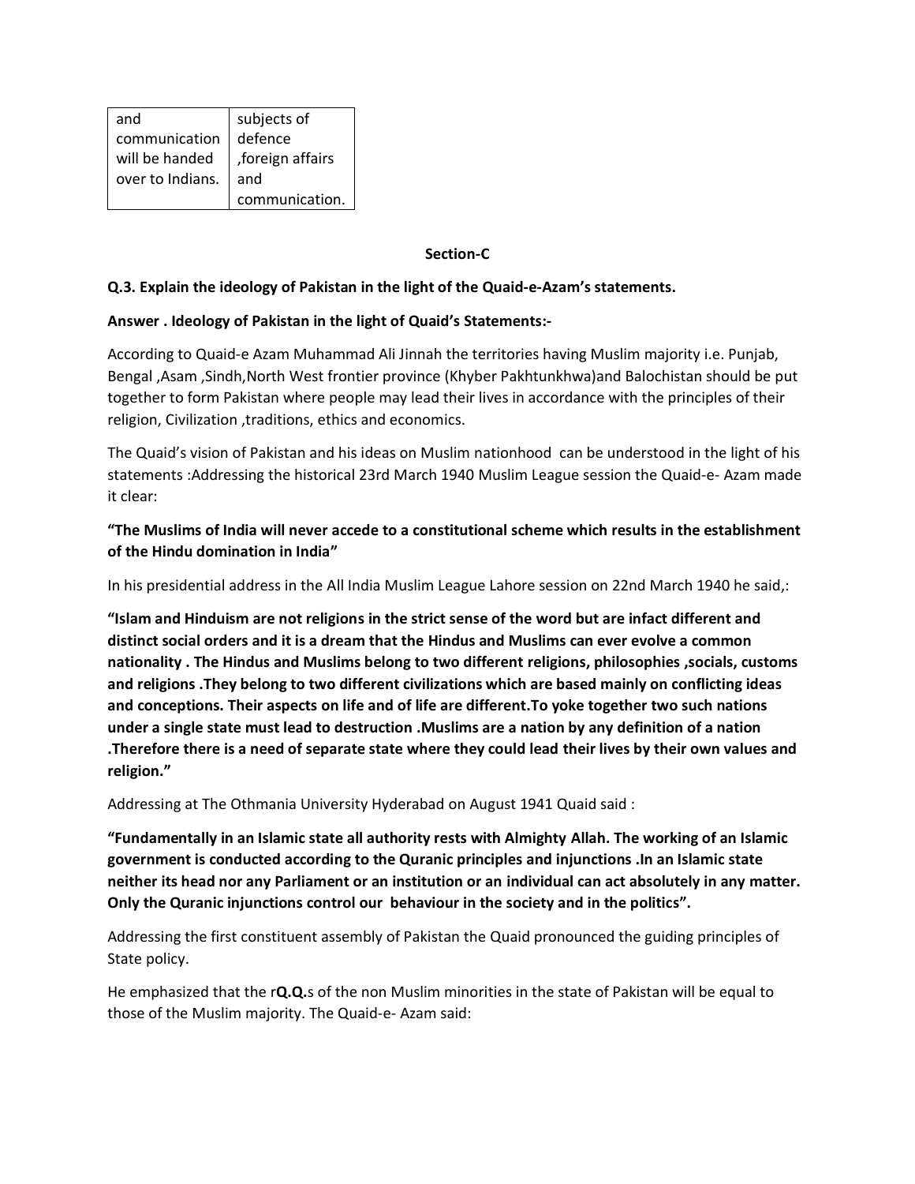| and communication will be handed over to Indians. | subjects of defence ,foreign affairs and communication. |
|---|---|

**Section-C**

**Q.3. Explain the ideology of Pakistan in the light of the Quaid-e-Azam's statements.**

**Answer . Ideology of Pakistan in the light of Quaid's Statements:-**

According to Quaid-e Azam Muhammad Ali Jinnah the territories having Muslim majority i.e. Punjab, Bengal ,Asam ,Sindh,North West frontier province (Khyber Pakhtunkhwa)and Balochistan should be put together to form Pakistan where people may lead their lives in accordance with the principles of their religion, Civilization ,traditions, ethics and economics.

The Quaid's vision of Pakistan and his ideas on Muslim nationhood can be understood in the light of his statements :Addressing the historical 23rd March 1940 Muslim League session the Quaid-e- Azam made it clear:

**"The Muslims of India will never accede to a constitutional scheme which results in the establishment of the Hindu domination in India"**

In his presidential address in the All India Muslim League Lahore session on 22nd March 1940 he said,:

**"Islam and Hinduism are not religions in the strict sense of the word but are infact different and distinct social orders and it is a dream that the Hindus and Muslims can ever evolve a common nationality . The Hindus and Muslims belong to two different religions, philosophies ,socials, customs and religions .They belong to two different civilizations which are based mainly on conflicting ideas and conceptions. Their aspects on life and of life are different.To yoke together two such nations under a single state must lead to destruction .Muslims are a nation by any definition of a nation .Therefore there is a need of separate state where they could lead their lives by their own values and religion."**

Addressing at The Othmania University Hyderabad on August 1941 Quaid said :

**"Fundamentally in an Islamic state all authority rests with Almighty Allah. The working of an Islamic government is conducted according to the Quranic principles and injunctions .In an Islamic state neither its head nor any Parliament or an institution or an individual can act absolutely in any matter. Only the Quranic injunctions control our behaviour in the society and in the politics".**

Addressing the first constituent assembly of Pakistan the Quaid pronounced the guiding principles of State policy.

He emphasized that the r**Q.Q.**s of the non Muslim minorities in the state of Pakistan will be equal to those of the Muslim majority. The Quaid-e- Azam said: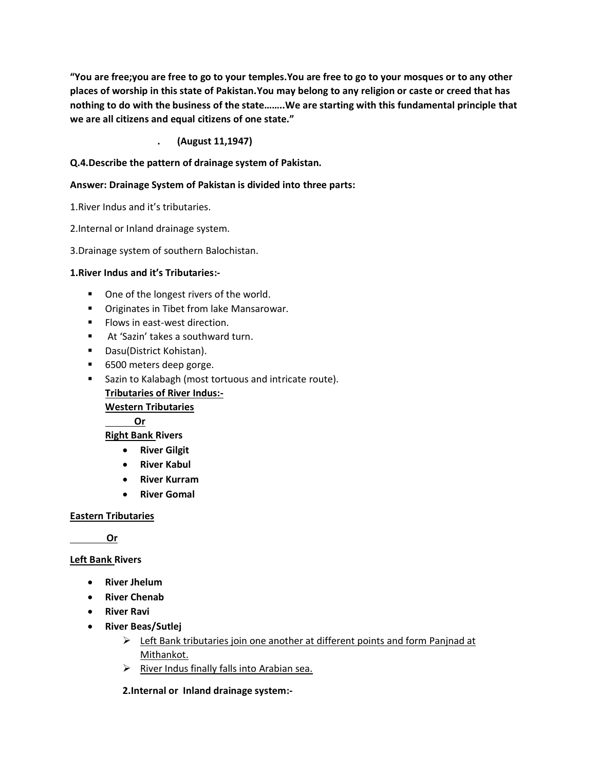**"You are free;you are free to go to your temples.You are free to go to your mosques or to any other places of worship in this state of Pakistan.You may belong to any religion or caste or creed that has nothing to do with the business of the state……..We are starting with this fundamental principle that we are all citizens and equal citizens of one state."**

**. (August 11,1947)**

**Q.4.Describe the pattern of drainage system of Pakistan.**

**Answer: Drainage System of Pakistan is divided into three parts:**

1.River Indus and it's tributaries.

2.Internal or Inland drainage system.

3.Drainage system of southern Balochistan.

**1.River Indus and it's Tributaries:-**

- One of the longest rivers of the world.
- Originates in Tibet from lake Mansarowar.
- Flows in east-west direction.
- At 'Sazin' takes a southward turn.
- Dasu(District Kohistan).
- 6500 meters deep gorge.
- Sazin to Kalabagh (most tortuous and intricate route).

**Tributaries of River Indus:-**

**Western Tributaries**

**Or**

**Right Bank Rivers**

- **River Gilgit**
- **River Kabul**
- **River Kurram**
- **River Gomal**

**Eastern Tributaries**

**Or**

**Left Bank Rivers**

- **River Jhelum**
- **River Chenab**
- **River Ravi**
- **River Beas/Sutlej**
  - Left Bank tributaries join one another at different points and form Panjnad at Mithankot.
  - River Indus finally falls into Arabian sea.

**2.Internal or Inland drainage system:-**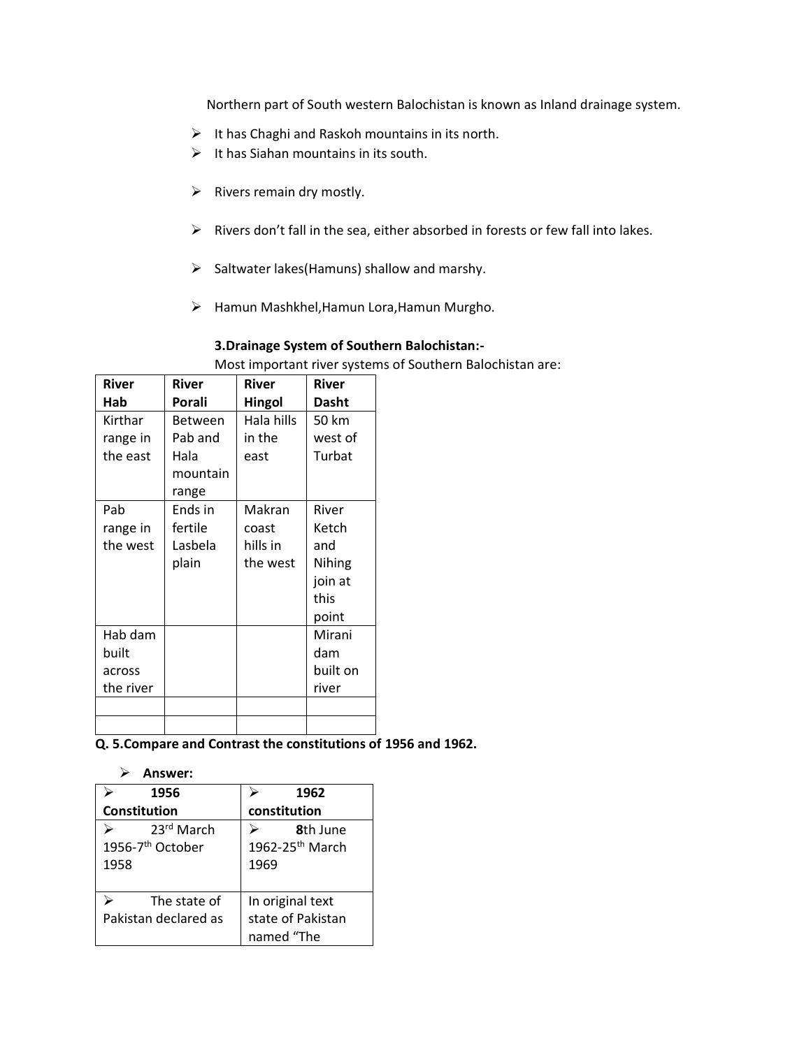Northern part of South western Balochistan is known as Inland drainage system.

- It has Chaghi and Raskoh mountains in its north.
- It has Siahan mountains in its south.
- Rivers remain dry mostly.
- Rivers don't fall in the sea, either absorbed in forests or few fall into lakes.
- Saltwater lakes(Hamuns) shallow and marshy.
- Hamun Mashkhel,Hamun Lora,Hamun Murgho.

**3.Drainage System of Southern Balochistan:-**

Most important river systems of Southern Balochistan are:

| River Hab | River Porali | River Hingol | River Dasht |
|---|---|---|---|
| Kirthar range in the east | Between Pab and Hala mountain range | Hala hills in the east | 50 km west of Turbat |
| Pab range in the west | Ends in fertile Lasbela plain | Makran coast hills in the west | River Ketch and Nihing join at this point |
| Hab dam built across the river | | | Mirani dam built on river |
| | | | |
| | | | |

**Q. 5.Compare and Contrast the constitutions of 1956 and 1962.**

- **Answer:**

| **1956 Constitution** | **1962 constitution** |
|---|---|
| 23rd March 1956-7th October 1958 | **8**th June 1962-25th March 1969 |
| The state of Pakistan declared as | In original text state of Pakistan named "The |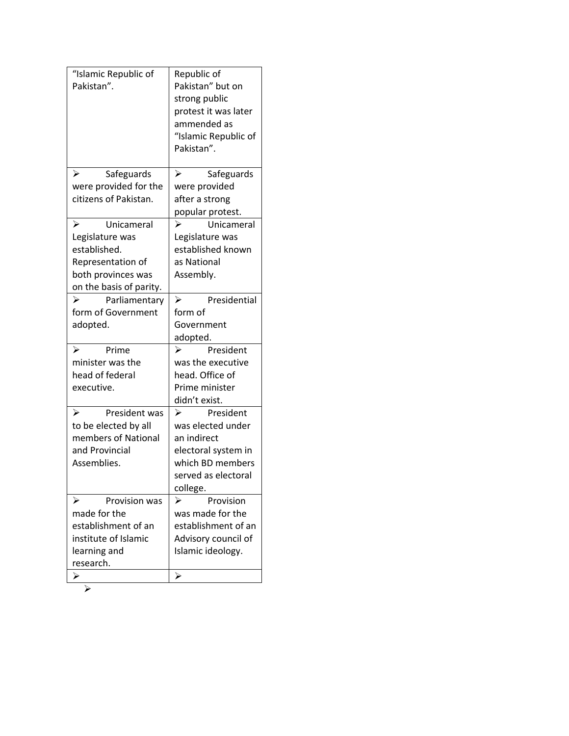| | |
|---|---|
| "Islamic Republic of Pakistan". | Republic of Pakistan" but on strong public protest it was later ammended as "Islamic Republic of Pakistan". |
| ➢ Safeguards were provided for the citizens of Pakistan. | ➢ Safeguards were provided after a strong popular protest. |
| ➢ Unicameral Legislature was established. Representation of both provinces was on the basis of parity. | ➢ Unicameral Legislature was established known as National Assembly. |
| ➢ Parliamentary form of Government adopted. | ➢ Presidential form of Government adopted. |
| ➢ Prime minister was the head of federal executive. | ➢ President was the executive head. Office of Prime minister didn't exist. |
| ➢ President was to be elected by all members of National and Provincial Assemblies. | ➢ President was elected under an indirect electoral system in which BD members served as electoral college. |
| ➢ Provision was made for the establishment of an institute of Islamic learning and research. | ➢ Provision was made for the establishment of an Advisory council of Islamic ideology. |
| ➢ | ➢ |

➢